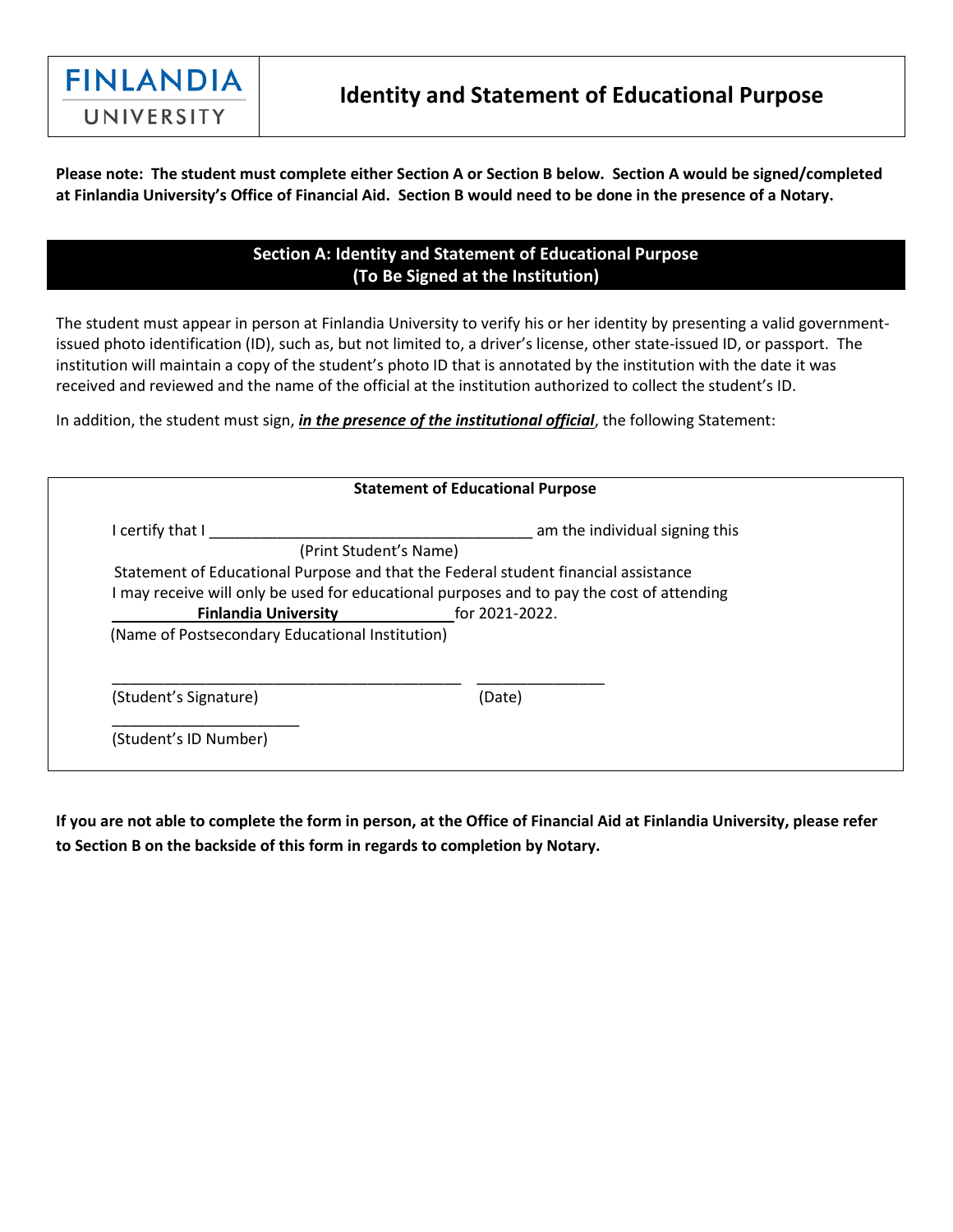**FINLANDIA UNIVERSITY**

# Identity and Statement of Educational Purpose

**Please note: The student must complete either Section A or Section B below. Section A would be signed/completed at Finlandia University's Office of Financial Aid. Section B would need to be done in the presence of a Notary.**

## Section A: Identity and Statement of Educational Purpose (To Be Signed at the Institution)

The student must appear in person at Finlandia University to verify his or her identity by presenting a valid government-issued photo identification (ID), such as, but not limited to, a driver's license, other state-issued ID, or passport. The institution will maintain a copy of the student's photo ID that is annotated by the institution with the date it was received and reviewed and the name of the official at the institution authorized to collect the student's ID.

In addition, the student must sign, ***in the presence of the institutional official***, the following Statement:

**Statement of Educational Purpose**

I certify that I ______________________________________ am the individual signing this
(Print Student's Name)
Statement of Educational Purpose and that the Federal student financial assistance I may receive will only be used for educational purposes and to pay the cost of attending **Finlandia University** for 2021-2022.
(Name of Postsecondary Educational Institution)

__________________________________________ _______________
(Student's Signature) (Date)

______________________
(Student's ID Number)

**If you are not able to complete the form in person, at the Office of Financial Aid at Finlandia University, please refer to Section B on the backside of this form in regards to completion by Notary.**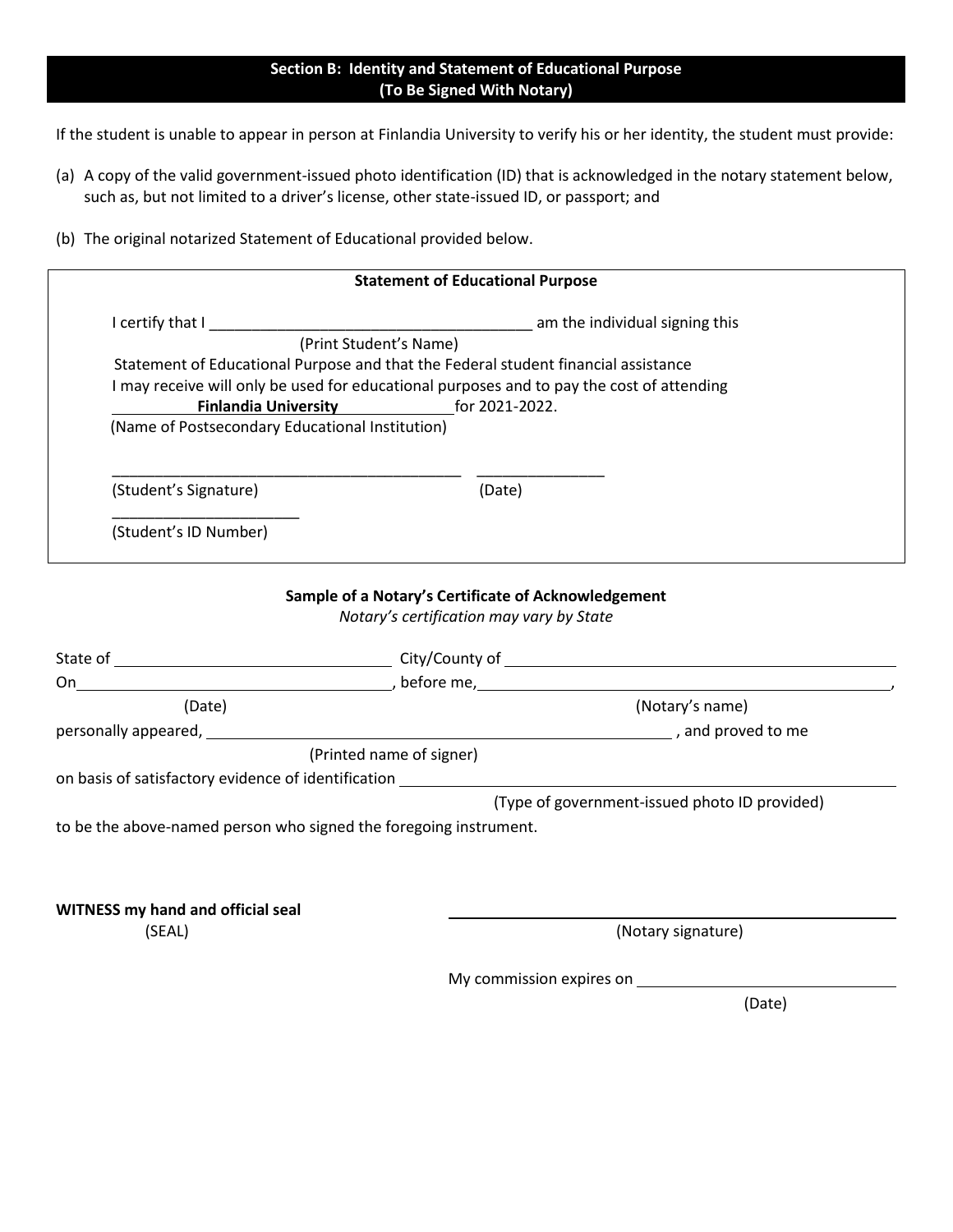## Section B: Identity and Statement of Educational Purpose (To Be Signed With Notary)

If the student is unable to appear in person at Finlandia University to verify his or her identity, the student must provide:

(a) A copy of the valid government-issued photo identification (ID) that is acknowledged in the notary statement below, such as, but not limited to a driver's license, other state-issued ID, or passport; and

(b) The original notarized Statement of Educational provided below.

**Statement of Educational Purpose**

I certify that I ______________________________________ am the individual signing this
(Print Student's Name)
Statement of Educational Purpose and that the Federal student financial assistance I may receive will only be used for educational purposes and to pay the cost of attending **Finlandia University** for 2021-2022.
(Name of Postsecondary Educational Institution)

_________________________________________ _______________
(Student's Signature) (Date)

______________________
(Student's ID Number)

**Sample of a Notary's Certificate of Acknowledgement**

*Notary's certification may vary by State*

State of ______________________________ City/County of ______________________________________________

On____________________________________, before me,_________________________________________________,
(Date) (Notary's name)

personally appeared, ____________________________________________________ , and proved to me
(Printed name of signer)

on basis of satisfactory evidence of identification ______________________________________________
(Type of government-issued photo ID provided)

to be the above-named person who signed the foregoing instrument.

**WITNESS my hand and official seal**
(SEAL)

______________________________________
(Notary signature)

My commission expires on ______________________________
(Date)